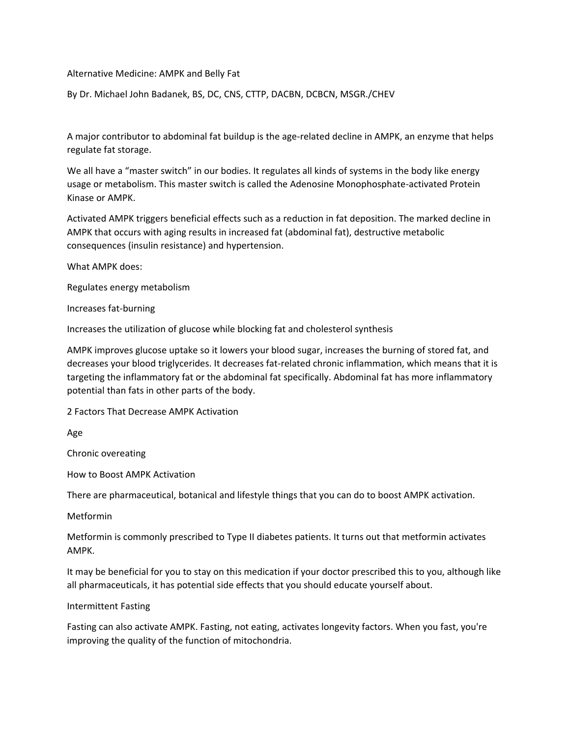# Alternative Medicine: AMPK and Belly Fat

By Dr. Michael John Badanek, BS, DC, CNS, CTTP, DACBN, DCBCN, MSGR./CHEV

A major contributor to abdominal fat buildup is the age-related decline in AMPK, an enzyme that helps regulate fat storage.

We all have a "master switch" in our bodies. It regulates all kinds of systems in the body like energy usage or metabolism. This master switch is called the Adenosine Monophosphate-activated Protein Kinase or AMPK.

Activated AMPK triggers beneficial effects such as a reduction in fat deposition. The marked decline in AMPK that occurs with aging results in increased fat (abdominal fat), destructive metabolic consequences (insulin resistance) and hypertension.

## What AMPK does:

- Regulates energy metabolism
- Increases fat-burning
- Increases the utilization of glucose while blocking fat and cholesterol synthesis

AMPK improves glucose uptake so it lowers your blood sugar, increases the burning of stored fat, and decreases your blood triglycerides. It decreases fat-related chronic inflammation, which means that it is targeting the inflammatory fat or the abdominal fat specifically. Abdominal fat has more inflammatory potential than fats in other parts of the body.

## 2 Factors That Decrease AMPK Activation

- Age
- Chronic overeating

## How to Boost AMPK Activation

There are pharmaceutical, botanical and lifestyle things that you can do to boost AMPK activation.

### Metformin

Metformin is commonly prescribed to Type II diabetes patients. It turns out that metformin activates AMPK.

It may be beneficial for you to stay on this medication if your doctor prescribed this to you, although like all pharmaceuticals, it has potential side effects that you should educate yourself about.

### Intermittent Fasting

Fasting can also activate AMPK. Fasting, not eating, activates longevity factors. When you fast, you're improving the quality of the function of mitochondria.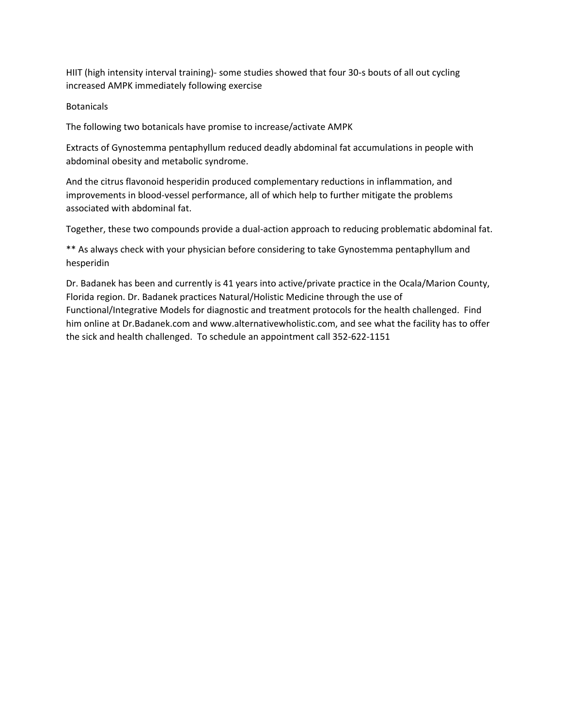HIIT (high intensity interval training)- some studies showed that four 30-s bouts of all out cycling increased AMPK immediately following exercise

Botanicals

The following two botanicals have promise to increase/activate AMPK

Extracts of Gynostemma pentaphyllum reduced deadly abdominal fat accumulations in people with abdominal obesity and metabolic syndrome.

And the citrus flavonoid hesperidin produced complementary reductions in inflammation, and improvements in blood-vessel performance, all of which help to further mitigate the problems associated with abdominal fat.

Together, these two compounds provide a dual-action approach to reducing problematic abdominal fat.

** As always check with your physician before considering to take Gynostemma pentaphyllum and hesperidin

Dr. Badanek has been and currently is 41 years into active/private practice in the Ocala/Marion County, Florida region. Dr. Badanek practices Natural/Holistic Medicine through the use of Functional/Integrative Models for diagnostic and treatment protocols for the health challenged. Find him online at Dr.Badanek.com and www.alternativewholistic.com, and see what the facility has to offer the sick and health challenged. To schedule an appointment call 352-622-1151